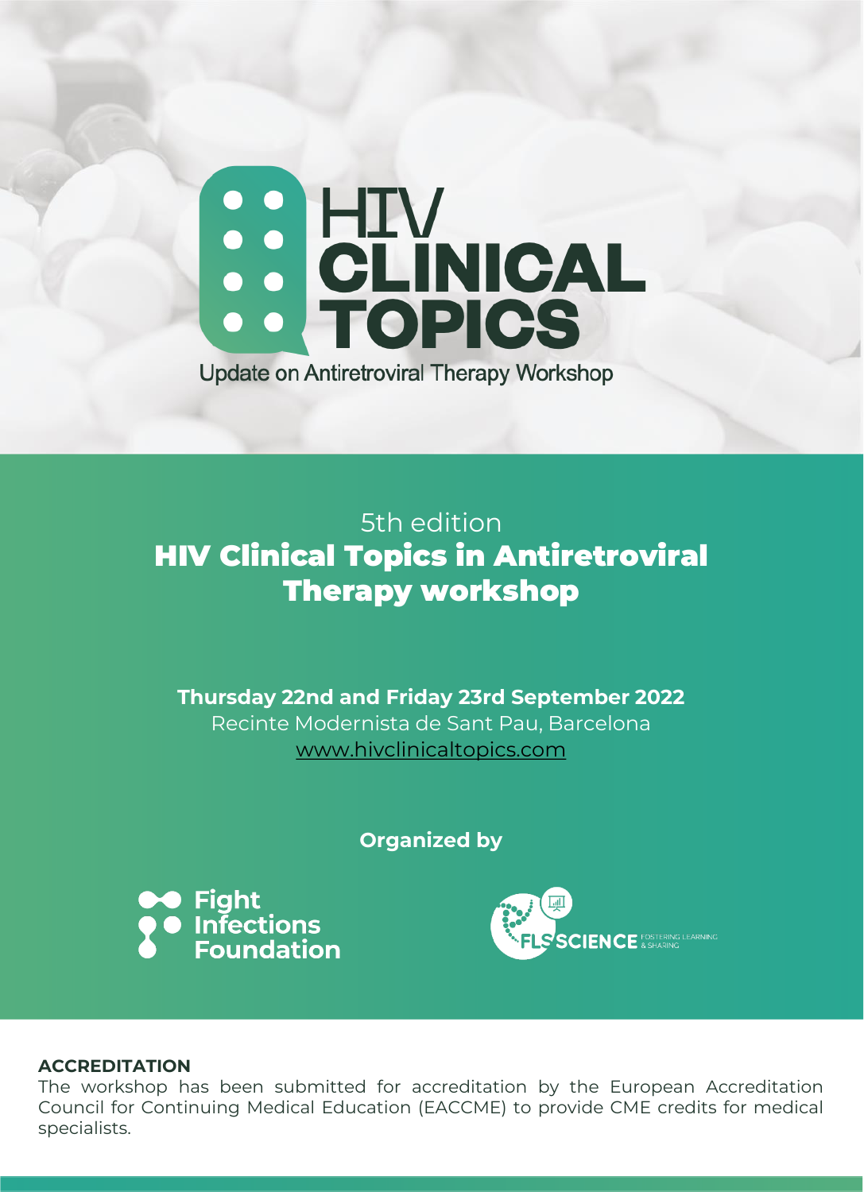# HIV CLINICAL TOPICS

Update on Antiretroviral Therapy Workshop

5th edition

## HIV Clinical Topics in Antiretroviral Therapy workshop

**Thursday 22nd and Friday 23rd September 2022**

Recinte Modernista de Sant Pau, Barcelona

www.hivclinicaltopics.com

**Organized by**

Fight Infections Foundation

FLS SCIENCE FOSTERING LEARNING & SHARING

**ACCREDITATION**

The workshop has been submitted for accreditation by the European Accreditation Council for Continuing Medical Education (EACCME) to provide CME credits for medical specialists.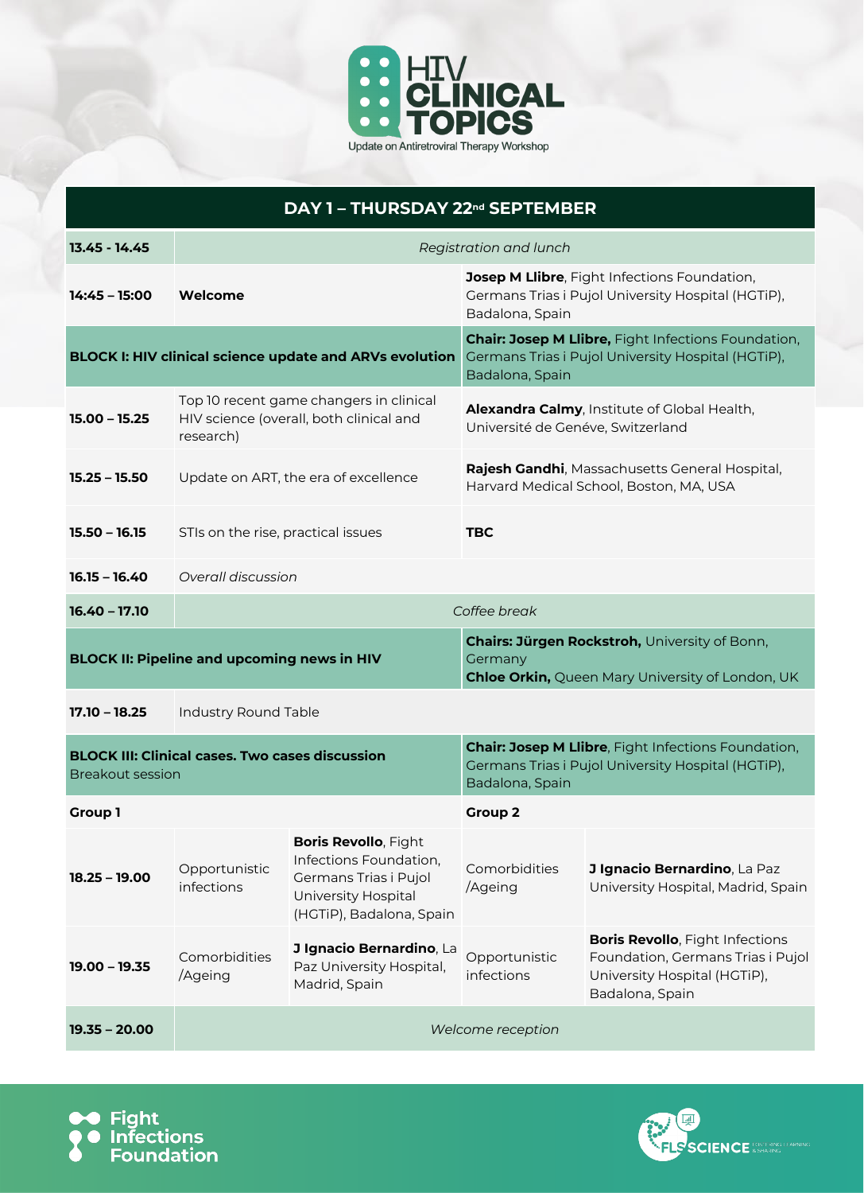# HIV CLINICAL TOPICS

Update on Antiretroviral Therapy Workshop

## DAY 1 – THURSDAY 22nd SEPTEMBER

| | | | | |
|---|---|---|---|---|
| **13.45 - 14.45** | *Registration and lunch* | | | |
| **14:45 – 15:00** | **Welcome** | | **Josep M Llibre**, Fight Infections Foundation, Germans Trias i Pujol University Hospital (HGTiP), Badalona, Spain | |
| **BLOCK I: HIV clinical science update and ARVs evolution** | | | **Chair: Josep M Llibre,** Fight Infections Foundation, Germans Trias i Pujol University Hospital (HGTiP), Badalona, Spain | |
| **15.00 – 15.25** | Top 10 recent game changers in clinical HIV science (overall, both clinical and research) | | **Alexandra Calmy**, Institute of Global Health, Université de Genéve, Switzerland | |
| **15.25 – 15.50** | Update on ART, the era of excellence | | **Rajesh Gandhi**, Massachusetts General Hospital, Harvard Medical School, Boston, MA, USA | |
| **15.50 – 16.15** | STIs on the rise, practical issues | | **TBC** | |
| **16.15 – 16.40** | *Overall discussion* | | | |
| **16.40 – 17.10** | *Coffee break* | | | |
| **BLOCK II: Pipeline and upcoming news in HIV** | | | **Chairs: Jürgen Rockstroh,** University of Bonn, Germany<br>**Chloe Orkin,** Queen Mary University of London, UK | |
| **17.10 – 18.25** | Industry Round Table | | | |
| **BLOCK III: Clinical cases. Two cases discussion**<br>Breakout session | | | **Chair: Josep M Llibre**, Fight Infections Foundation, Germans Trias i Pujol University Hospital (HGTiP), Badalona, Spain | |
| **Group 1** | | | **Group 2** | |
| **18.25 – 19.00** | Opportunistic infections | **Boris Revollo**, Fight Infections Foundation, Germans Trias i Pujol University Hospital (HGTiP), Badalona, Spain | Comorbidities /Ageing | **J Ignacio Bernardino**, La Paz University Hospital, Madrid, Spain |
| **19.00 – 19.35** | Comorbidities /Ageing | **J Ignacio Bernardino**, La Paz University Hospital, Madrid, Spain | Opportunistic infections | **Boris Revollo**, Fight Infections Foundation, Germans Trias i Pujol University Hospital (HGTiP), Badalona, Spain |
| **19.35 – 20.00** | *Welcome reception* | | | |

Fight Infections Foundation

FLS SCIENCE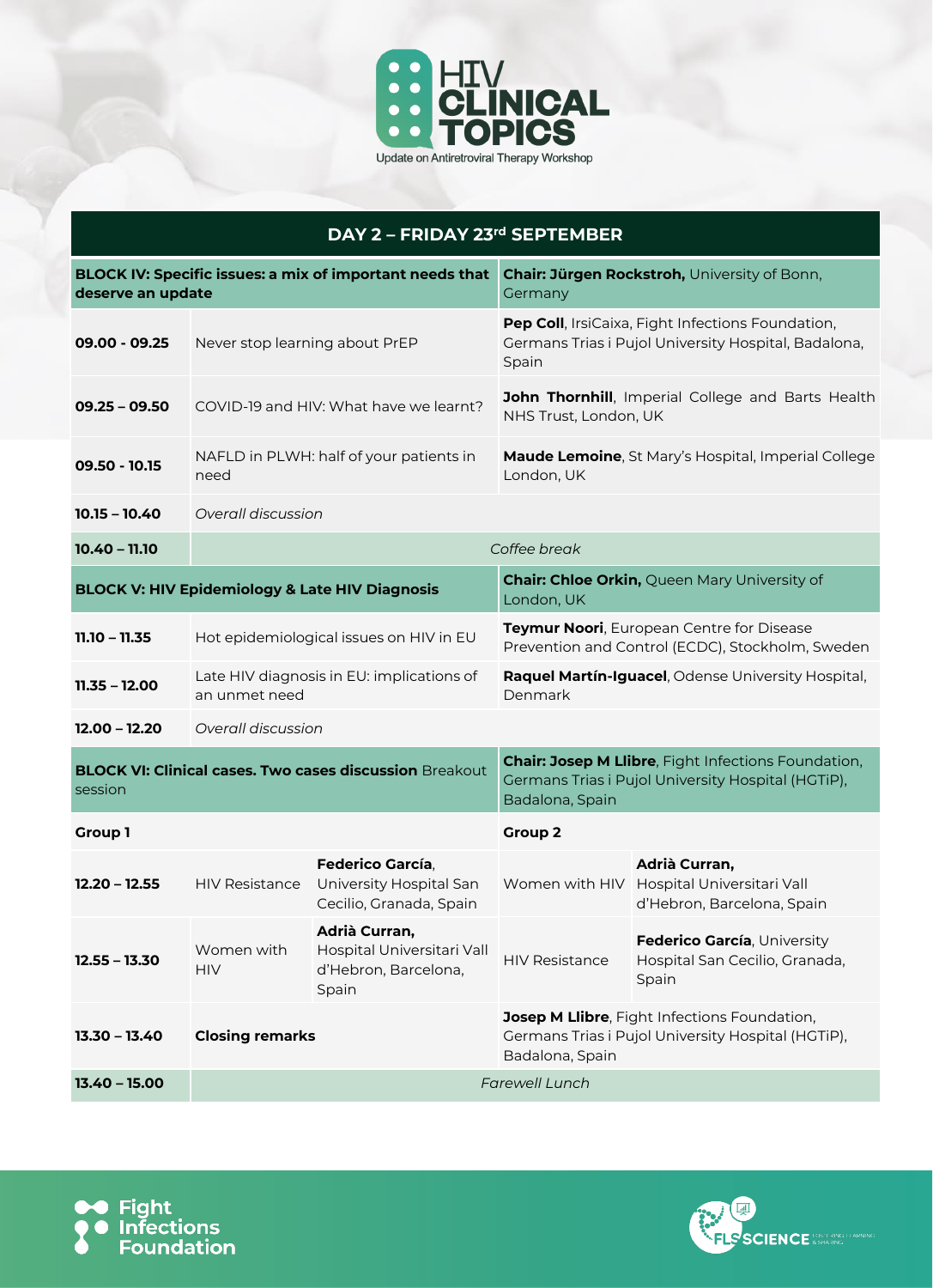HIV CLINICAL TOPICS

Update on Antiretroviral Therapy Workshop

| DAY 2 – FRIDAY 23rd SEPTEMBER | | | | |
|---|---|---|---|---|
| **BLOCK IV: Specific issues: a mix of important needs that deserve an update** | | | **Chair: Jürgen Rockstroh,** University of Bonn, Germany | |
| **09.00 - 09.25** | Never stop learning about PrEP | | **Pep Coll**, IrsiCaixa, Fight Infections Foundation, Germans Trias i Pujol University Hospital, Badalona, Spain | |
| **09.25 – 09.50** | COVID-19 and HIV: What have we learnt? | | **John Thornhill**, Imperial College and Barts Health NHS Trust, London, UK | |
| **09.50 - 10.15** | NAFLD in PLWH: half of your patients in need | | **Maude Lemoine**, St Mary's Hospital, Imperial College London, UK | |
| **10.15 – 10.40** | *Overall discussion* | | | |
| **10.40 – 11.10** | *Coffee break* | | | |
| **BLOCK V: HIV Epidemiology & Late HIV Diagnosis** | | | **Chair: Chloe Orkin,** Queen Mary University of London, UK | |
| **11.10 – 11.35** | Hot epidemiological issues on HIV in EU | | **Teymur Noori**, European Centre for Disease Prevention and Control (ECDC), Stockholm, Sweden | |
| **11.35 – 12.00** | Late HIV diagnosis in EU: implications of an unmet need | | **Raquel Martín-Iguacel**, Odense University Hospital, Denmark | |
| **12.00 – 12.20** | *Overall discussion* | | | |
| **BLOCK VI: Clinical cases. Two cases discussion** Breakout session | | | **Chair: Josep M Llibre**, Fight Infections Foundation, Germans Trias i Pujol University Hospital (HGTiP), Badalona, Spain | |
| **Group 1** | | | **Group 2** | |
| **12.20 – 12.55** | HIV Resistance | **Federico García**, University Hospital San Cecilio, Granada, Spain | Women with HIV | **Adrià Curran,** Hospital Universitari Vall d'Hebron, Barcelona, Spain |
| **12.55 – 13.30** | Women with HIV | **Adrià Curran,** Hospital Universitari Vall d'Hebron, Barcelona, Spain | HIV Resistance | **Federico García**, University Hospital San Cecilio, Granada, Spain |
| **13.30 – 13.40** | **Closing remarks** | | **Josep M Llibre**, Fight Infections Foundation, Germans Trias i Pujol University Hospital (HGTiP), Badalona, Spain | |
| **13.40 – 15.00** | *Farewell Lunch* | | | |

Fight Infections Foundation

FLS SCIENCE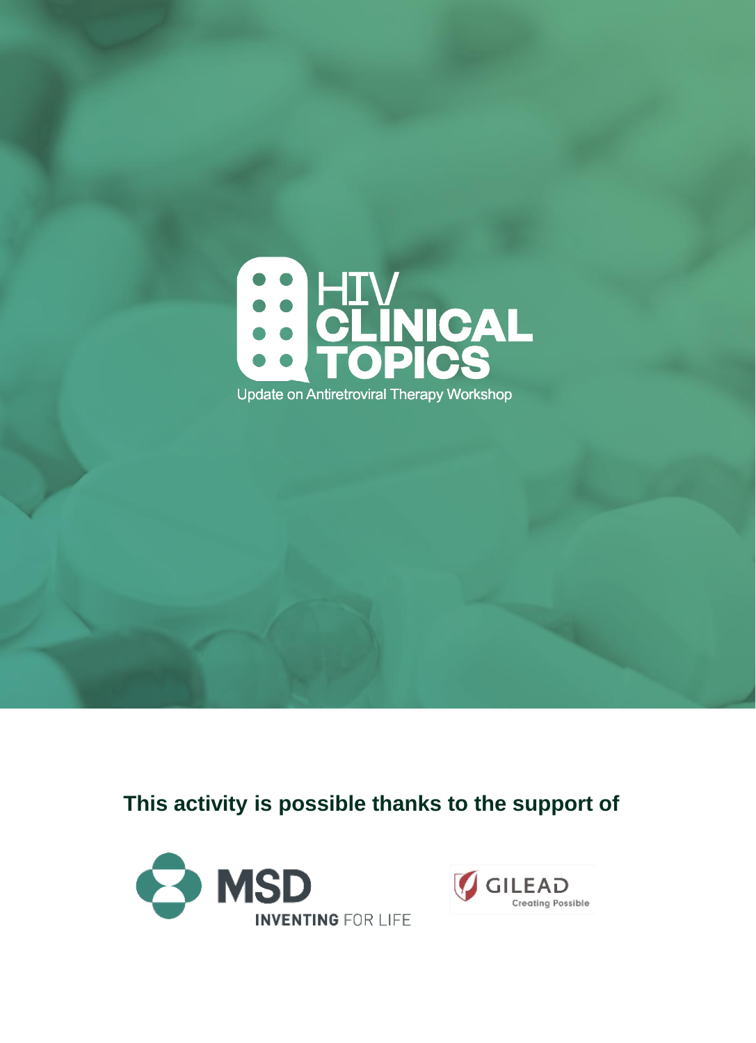# HIV CLINICAL TOPICS

Update on Antiretroviral Therapy Workshop

**This activity is possible thanks to the support of**

MSD INVENTING FOR LIFE

GILEAD Creating Possible